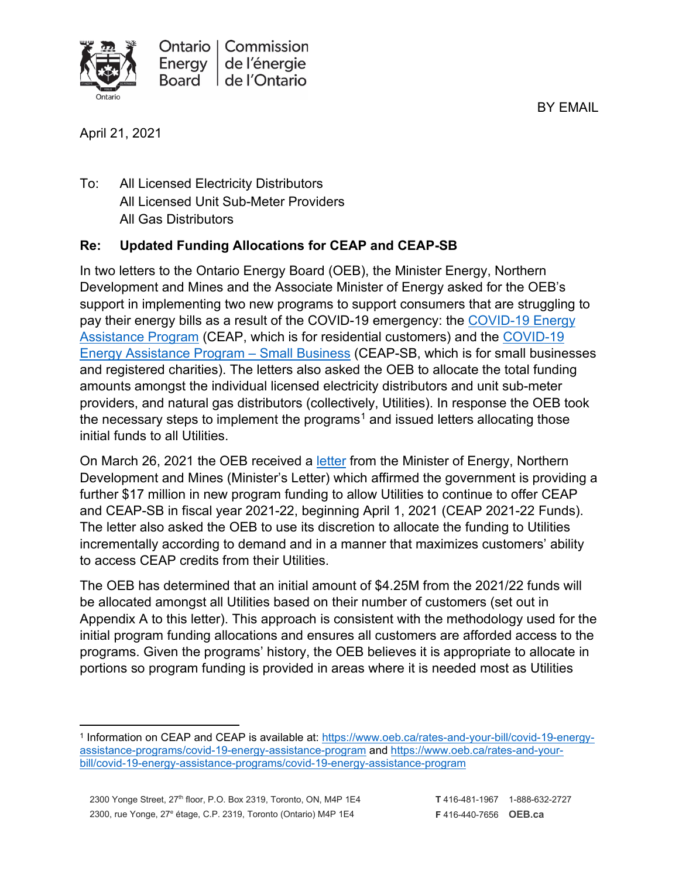Ontario Energy Board | Commission de l'énergie de l'Ontario

BY EMAIL

April 21, 2021

To: All Licensed Electricity Distributors
All Licensed Unit Sub-Meter Providers
All Gas Distributors

**Re: Updated Funding Allocations for CEAP and CEAP-SB**

In two letters to the Ontario Energy Board (OEB), the Minister Energy, Northern Development and Mines and the Associate Minister of Energy asked for the OEB's support in implementing two new programs to support consumers that are struggling to pay their energy bills as a result of the COVID-19 emergency: the COVID-19 Energy Assistance Program (CEAP, which is for residential customers) and the COVID-19 Energy Assistance Program – Small Business (CEAP-SB, which is for small businesses and registered charities). The letters also asked the OEB to allocate the total funding amounts amongst the individual licensed electricity distributors and unit sub-meter providers, and natural gas distributors (collectively, Utilities). In response the OEB took the necessary steps to implement the programs[1] and issued letters allocating those initial funds to all Utilities.

On March 26, 2021 the OEB received a letter from the Minister of Energy, Northern Development and Mines (Minister's Letter) which affirmed the government is providing a further $17 million in new program funding to allow Utilities to continue to offer CEAP and CEAP-SB in fiscal year 2021-22, beginning April 1, 2021 (CEAP 2021-22 Funds). The letter also asked the OEB to use its discretion to allocate the funding to Utilities incrementally according to demand and in a manner that maximizes customers' ability to access CEAP credits from their Utilities.

The OEB has determined that an initial amount of $4.25M from the 2021/22 funds will be allocated amongst all Utilities based on their number of customers (set out in Appendix A to this letter). This approach is consistent with the methodology used for the initial program funding allocations and ensures all customers are afforded access to the programs. Given the programs' history, the OEB believes it is appropriate to allocate in portions so program funding is provided in areas where it is needed most as Utilities

[1] Information on CEAP and CEAP is available at: https://www.oeb.ca/rates-and-your-bill/covid-19-energy-assistance-programs/covid-19-energy-assistance-program and https://www.oeb.ca/rates-and-your-bill/covid-19-energy-assistance-programs/covid-19-energy-assistance-program

2300 Yonge Street, 27th floor, P.O. Box 2319, Toronto, ON, M4P 1E4
2300, rue Yonge, 27e étage, C.P. 2319, Toronto (Ontario) M4P 1E4

T 416-481-1967 1-888-632-2727
F 416-440-7656 OEB.ca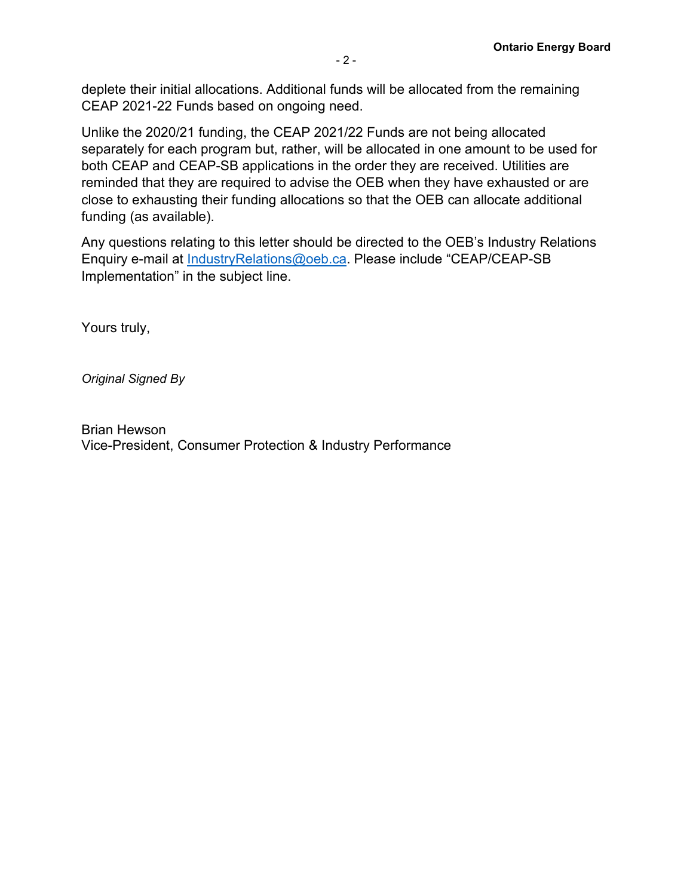deplete their initial allocations. Additional funds will be allocated from the remaining CEAP 2021-22 Funds based on ongoing need.

Unlike the 2020/21 funding, the CEAP 2021/22 Funds are not being allocated separately for each program but, rather, will be allocated in one amount to be used for both CEAP and CEAP-SB applications in the order they are received. Utilities are reminded that they are required to advise the OEB when they have exhausted or are close to exhausting their funding allocations so that the OEB can allocate additional funding (as available).

Any questions relating to this letter should be directed to the OEB's Industry Relations Enquiry e-mail at IndustryRelations@oeb.ca. Please include "CEAP/CEAP-SB Implementation" in the subject line.

Yours truly,

*Original Signed By*

Brian Hewson
Vice-President, Consumer Protection & Industry Performance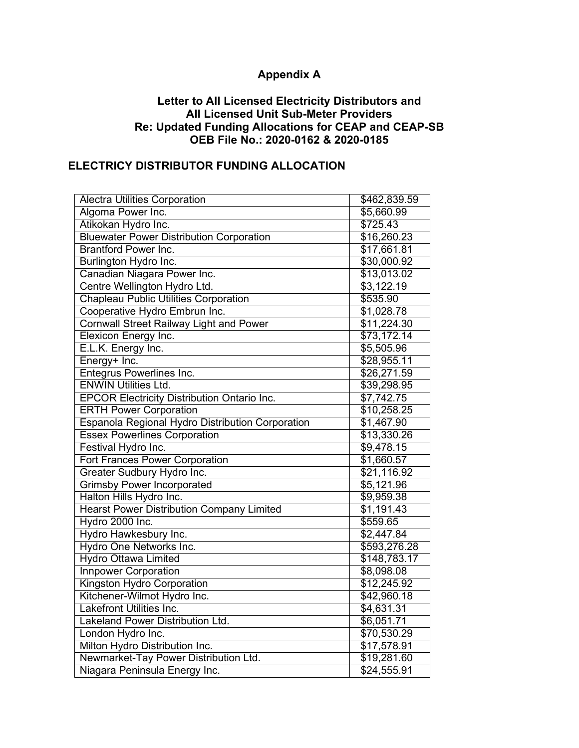# Appendix A

## Letter to All Licensed Electricity Distributors and All Licensed Unit Sub-Meter Providers
## Re: Updated Funding Allocations for CEAP and CEAP-SB
## OEB File No.: 2020-0162 & 2020-0185

## ELECTRICY DISTRIBUTOR FUNDING ALLOCATION

| | |
|---|---|
| Alectra Utilities Corporation | $462,839.59 |
| Algoma Power Inc. | $5,660.99 |
| Atikokan Hydro Inc. | $725.43 |
| Bluewater Power Distribution Corporation | $16,260.23 |
| Brantford Power Inc. | $17,661.81 |
| Burlington Hydro Inc. | $30,000.92 |
| Canadian Niagara Power Inc. | $13,013.02 |
| Centre Wellington Hydro Ltd. | $3,122.19 |
| Chapleau Public Utilities Corporation | $535.90 |
| Cooperative Hydro Embrun Inc. | $1,028.78 |
| Cornwall Street Railway Light and Power | $11,224.30 |
| Elexicon Energy Inc. | $73,172.14 |
| E.L.K. Energy Inc. | $5,505.96 |
| Energy+ Inc. | $28,955.11 |
| Entegrus Powerlines Inc. | $26,271.59 |
| ENWIN Utilities Ltd. | $39,298.95 |
| EPCOR Electricity Distribution Ontario Inc. | $7,742.75 |
| ERTH Power Corporation | $10,258.25 |
| Espanola Regional Hydro Distribution Corporation | $1,467.90 |
| Essex Powerlines Corporation | $13,330.26 |
| Festival Hydro Inc. | $9,478.15 |
| Fort Frances Power Corporation | $1,660.57 |
| Greater Sudbury Hydro Inc. | $21,116.92 |
| Grimsby Power Incorporated | $5,121.96 |
| Halton Hills Hydro Inc. | $9,959.38 |
| Hearst Power Distribution Company Limited | $1,191.43 |
| Hydro 2000 Inc. | $559.65 |
| Hydro Hawkesbury Inc. | $2,447.84 |
| Hydro One Networks Inc. | $593,276.28 |
| Hydro Ottawa Limited | $148,783.17 |
| Innpower Corporation | $8,098.08 |
| Kingston Hydro Corporation | $12,245.92 |
| Kitchener-Wilmot Hydro Inc. | $42,960.18 |
| Lakefront Utilities Inc. | $4,631.31 |
| Lakeland Power Distribution Ltd. | $6,051.71 |
| London Hydro Inc. | $70,530.29 |
| Milton Hydro Distribution Inc. | $17,578.91 |
| Newmarket-Tay Power Distribution Ltd. | $19,281.60 |
| Niagara Peninsula Energy Inc. | $24,555.91 |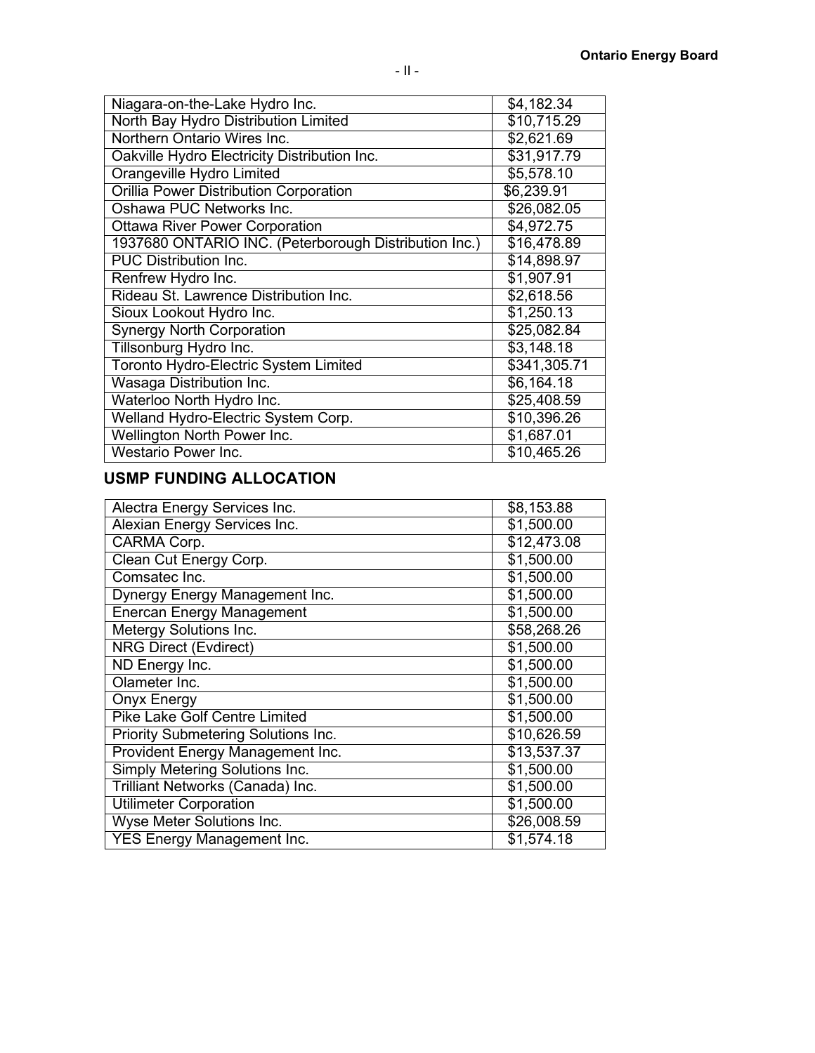| | |
|---|---|
| Niagara-on-the-Lake Hydro Inc. | \$4,182.34 |
| North Bay Hydro Distribution Limited | \$10,715.29 |
| Northern Ontario Wires Inc. | \$2,621.69 |
| Oakville Hydro Electricity Distribution Inc. | \$31,917.79 |
| Orangeville Hydro Limited | \$5,578.10 |
| Orillia Power Distribution Corporation | \$6,239.91 |
| Oshawa PUC Networks Inc. | \$26,082.05 |
| Ottawa River Power Corporation | \$4,972.75 |
| 1937680 ONTARIO INC. (Peterborough Distribution Inc.) | \$16,478.89 |
| PUC Distribution Inc. | \$14,898.97 |
| Renfrew Hydro Inc. | \$1,907.91 |
| Rideau St. Lawrence Distribution Inc. | \$2,618.56 |
| Sioux Lookout Hydro Inc. | \$1,250.13 |
| Synergy North Corporation | \$25,082.84 |
| Tillsonburg Hydro Inc. | \$3,148.18 |
| Toronto Hydro-Electric System Limited | \$341,305.71 |
| Wasaga Distribution Inc. | \$6,164.18 |
| Waterloo North Hydro Inc. | \$25,408.59 |
| Welland Hydro-Electric System Corp. | \$10,396.26 |
| Wellington North Power Inc. | \$1,687.01 |
| Westario Power Inc. | \$10,465.26 |

## USMP FUNDING ALLOCATION

| | |
|---|---|
| Alectra Energy Services Inc. | \$8,153.88 |
| Alexian Energy Services Inc. | \$1,500.00 |
| CARMA Corp. | \$12,473.08 |
| Clean Cut Energy Corp. | \$1,500.00 |
| Comsatec Inc. | \$1,500.00 |
| Dynergy Energy Management Inc. | \$1,500.00 |
| Enercan Energy Management | \$1,500.00 |
| Metergy Solutions Inc. | \$58,268.26 |
| NRG Direct (Evdirect) | \$1,500.00 |
| ND Energy Inc. | \$1,500.00 |
| Olameter Inc. | \$1,500.00 |
| Onyx Energy | \$1,500.00 |
| Pike Lake Golf Centre Limited | \$1,500.00 |
| Priority Submetering Solutions Inc. | \$10,626.59 |
| Provident Energy Management Inc. | \$13,537.37 |
| Simply Metering Solutions Inc. | \$1,500.00 |
| Trilliant Networks (Canada) Inc. | \$1,500.00 |
| Utilimeter Corporation | \$1,500.00 |
| Wyse Meter Solutions Inc. | \$26,008.59 |
| YES Energy Management Inc. | \$1,574.18 |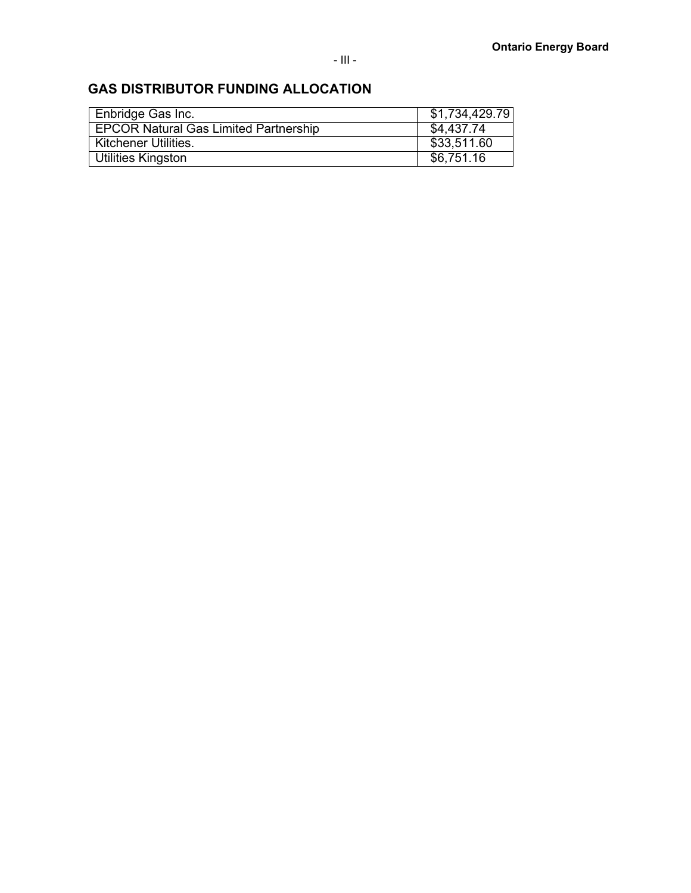## GAS DISTRIBUTOR FUNDING ALLOCATION

| | |
|---|---|
| Enbridge Gas Inc. | $1,734,429.79 |
| EPCOR Natural Gas Limited Partnership | $4,437.74 |
| Kitchener Utilities. | $33,511.60 |
| Utilities Kingston | $6,751.16 |